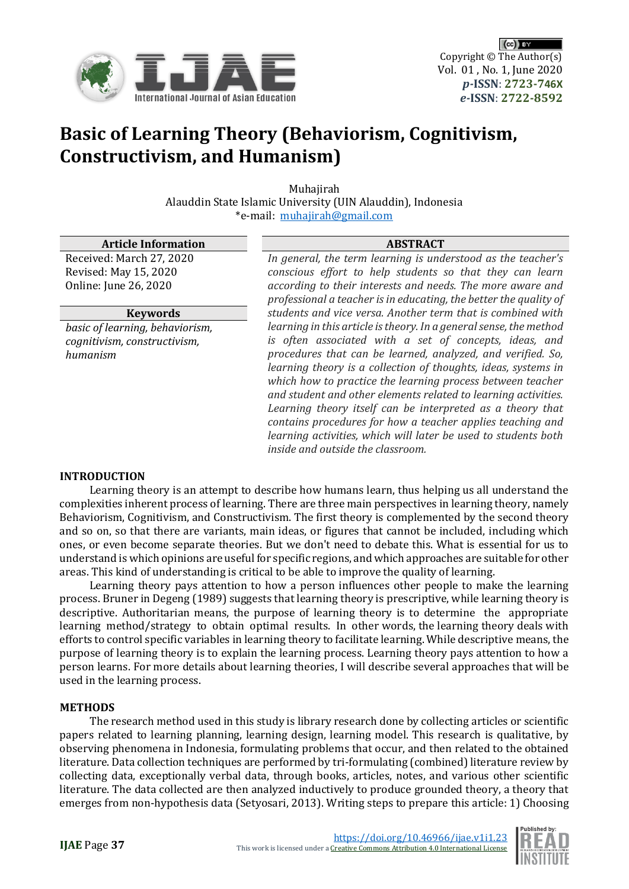Copyright © The Author(s)
Vol. 01 , No. 1, June 2020
*p*-ISSN: 2723-746X
*e*-ISSN: 2722-8592

# Basic of Learning Theory (Behaviorism, Cognitivism, Constructivism, and Humanism)

Muhajirah
Alauddin State Islamic University (UIN Alauddin), Indonesia
*e-mail: muhajirah@gmail.com

**Article Information**

Received: March 27, 2020
Revised: May 15, 2020
Online: June 26, 2020

**Keywords**

*basic of learning, behaviorism, cognitivism, constructivism, humanism*

**ABSTRACT**

*In general, the term learning is understood as the teacher's conscious effort to help students so that they can learn according to their interests and needs. The more aware and professional a teacher is in educating, the better the quality of students and vice versa. Another term that is combined with learning in this article is theory. In a general sense, the method is often associated with a set of concepts, ideas, and procedures that can be learned, analyzed, and verified. So, learning theory is a collection of thoughts, ideas, systems in which how to practice the learning process between teacher and student and other elements related to learning activities. Learning theory itself can be interpreted as a theory that contains procedures for how a teacher applies teaching and learning activities, which will later be used to students both inside and outside the classroom.*

## INTRODUCTION

Learning theory is an attempt to describe how humans learn, thus helping us all understand the complexities inherent process of learning. There are three main perspectives in learning theory, namely Behaviorism, Cognitivism, and Constructivism. The first theory is complemented by the second theory and so on, so that there are variants, main ideas, or figures that cannot be included, including which ones, or even become separate theories. But we don't need to debate this. What is essential for us to understand is which opinions are useful for specific regions, and which approaches are suitable for other areas. This kind of understanding is critical to be able to improve the quality of learning.

Learning theory pays attention to how a person influences other people to make the learning process. Bruner in Degeng (1989) suggests that learning theory is prescriptive, while learning theory is descriptive. Authoritarian means, the purpose of learning theory is to determine the appropriate learning method/strategy to obtain optimal results. In other words, the learning theory deals with efforts to control specific variables in learning theory to facilitate learning. While descriptive means, the purpose of learning theory is to explain the learning process. Learning theory pays attention to how a person learns. For more details about learning theories, I will describe several approaches that will be used in the learning process.

## METHODS

The research method used in this study is library research done by collecting articles or scientific papers related to learning planning, learning design, learning model. This research is qualitative, by observing phenomena in Indonesia, formulating problems that occur, and then related to the obtained literature. Data collection techniques are performed by tri-formulating (combined) literature review by collecting data, exceptionally verbal data, through books, articles, notes, and various other scientific literature. The data collected are then analyzed inductively to produce grounded theory, a theory that emerges from non-hypothesis data (Setyosari, 2013). Writing steps to prepare this article: 1) Choosing

https://doi.org/10.46966/ijae.v1i1.23
This work is licensed under a Creative Commons Attribution 4.0 International License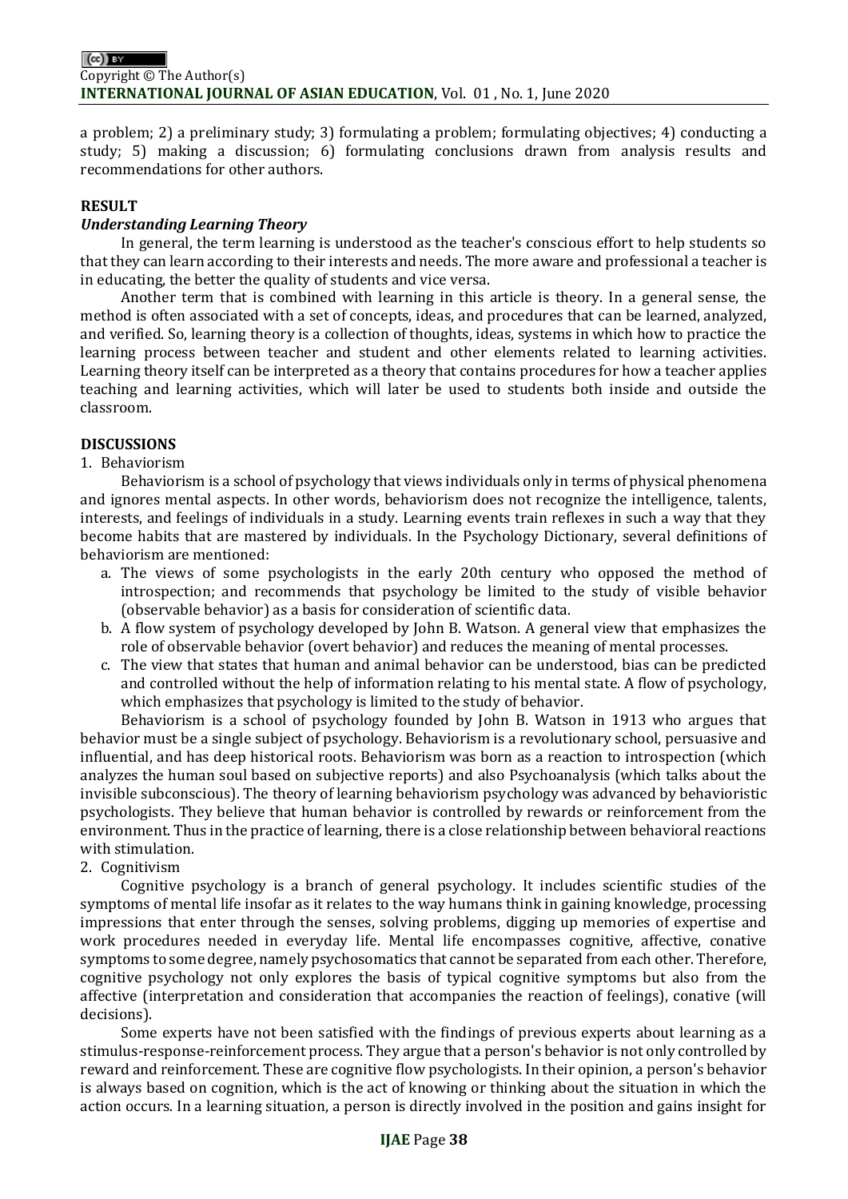a problem; 2) a preliminary study; 3) formulating a problem; formulating objectives; 4) conducting a study; 5) making a discussion; 6) formulating conclusions drawn from analysis results and recommendations for other authors.

## RESULT

### *Understanding Learning Theory*

In general, the term learning is understood as the teacher's conscious effort to help students so that they can learn according to their interests and needs. The more aware and professional a teacher is in educating, the better the quality of students and vice versa.

Another term that is combined with learning in this article is theory. In a general sense, the method is often associated with a set of concepts, ideas, and procedures that can be learned, analyzed, and verified. So, learning theory is a collection of thoughts, ideas, systems in which how to practice the learning process between teacher and student and other elements related to learning activities. Learning theory itself can be interpreted as a theory that contains procedures for how a teacher applies teaching and learning activities, which will later be used to students both inside and outside the classroom.

## DISCUSSIONS

1. Behaviorism

Behaviorism is a school of psychology that views individuals only in terms of physical phenomena and ignores mental aspects. In other words, behaviorism does not recognize the intelligence, talents, interests, and feelings of individuals in a study. Learning events train reflexes in such a way that they become habits that are mastered by individuals. In the Psychology Dictionary, several definitions of behaviorism are mentioned:

a. The views of some psychologists in the early 20th century who opposed the method of introspection; and recommends that psychology be limited to the study of visible behavior (observable behavior) as a basis for consideration of scientific data.
b. A flow system of psychology developed by John B. Watson. A general view that emphasizes the role of observable behavior (overt behavior) and reduces the meaning of mental processes.
c. The view that states that human and animal behavior can be understood, bias can be predicted and controlled without the help of information relating to his mental state. A flow of psychology, which emphasizes that psychology is limited to the study of behavior.

Behaviorism is a school of psychology founded by John B. Watson in 1913 who argues that behavior must be a single subject of psychology. Behaviorism is a revolutionary school, persuasive and influential, and has deep historical roots. Behaviorism was born as a reaction to introspection (which analyzes the human soul based on subjective reports) and also Psychoanalysis (which talks about the invisible subconscious). The theory of learning behaviorism psychology was advanced by behavioristic psychologists. They believe that human behavior is controlled by rewards or reinforcement from the environment. Thus in the practice of learning, there is a close relationship between behavioral reactions with stimulation.

2. Cognitivism

Cognitive psychology is a branch of general psychology. It includes scientific studies of the symptoms of mental life insofar as it relates to the way humans think in gaining knowledge, processing impressions that enter through the senses, solving problems, digging up memories of expertise and work procedures needed in everyday life. Mental life encompasses cognitive, affective, conative symptoms to some degree, namely psychosomatics that cannot be separated from each other. Therefore, cognitive psychology not only explores the basis of typical cognitive symptoms but also from the affective (interpretation and consideration that accompanies the reaction of feelings), conative (will decisions).

Some experts have not been satisfied with the findings of previous experts about learning as a stimulus-response-reinforcement process. They argue that a person's behavior is not only controlled by reward and reinforcement. These are cognitive flow psychologists. In their opinion, a person's behavior is always based on cognition, which is the act of knowing or thinking about the situation in which the action occurs. In a learning situation, a person is directly involved in the position and gains insight for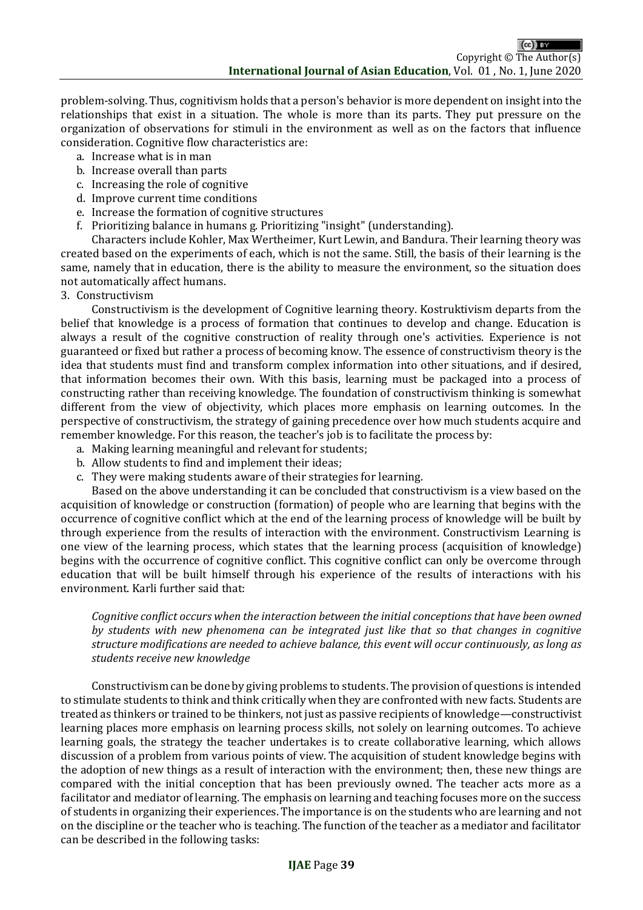problem-solving. Thus, cognitivism holds that a person's behavior is more dependent on insight into the relationships that exist in a situation. The whole is more than its parts. They put pressure on the organization of observations for stimuli in the environment as well as on the factors that influence consideration. Cognitive flow characteristics are:

a. Increase what is in man
b. Increase overall than parts
c. Increasing the role of cognitive
d. Improve current time conditions
e. Increase the formation of cognitive structures
f. Prioritizing balance in humans g. Prioritizing "insight" (understanding).

Characters include Kohler, Max Wertheimer, Kurt Lewin, and Bandura. Their learning theory was created based on the experiments of each, which is not the same. Still, the basis of their learning is the same, namely that in education, there is the ability to measure the environment, so the situation does not automatically affect humans.

3. Constructivism

Constructivism is the development of Cognitive learning theory. Kostruktivism departs from the belief that knowledge is a process of formation that continues to develop and change. Education is always a result of the cognitive construction of reality through one's activities. Experience is not guaranteed or fixed but rather a process of becoming know. The essence of constructivism theory is the idea that students must find and transform complex information into other situations, and if desired, that information becomes their own. With this basis, learning must be packaged into a process of constructing rather than receiving knowledge. The foundation of constructivism thinking is somewhat different from the view of objectivity, which places more emphasis on learning outcomes. In the perspective of constructivism, the strategy of gaining precedence over how much students acquire and remember knowledge. For this reason, the teacher's job is to facilitate the process by:

a. Making learning meaningful and relevant for students;
b. Allow students to find and implement their ideas;
c. They were making students aware of their strategies for learning.

Based on the above understanding it can be concluded that constructivism is a view based on the acquisition of knowledge or construction (formation) of people who are learning that begins with the occurrence of cognitive conflict which at the end of the learning process of knowledge will be built by through experience from the results of interaction with the environment. Constructivism Learning is one view of the learning process, which states that the learning process (acquisition of knowledge) begins with the occurrence of cognitive conflict. This cognitive conflict can only be overcome through education that will be built himself through his experience of the results of interactions with his environment. Karli further said that:

> *Cognitive conflict occurs when the interaction between the initial conceptions that have been owned by students with new phenomena can be integrated just like that so that changes in cognitive structure modifications are needed to achieve balance, this event will occur continuously, as long as students receive new knowledge*

Constructivism can be done by giving problems to students. The provision of questions is intended to stimulate students to think and think critically when they are confronted with new facts. Students are treated as thinkers or trained to be thinkers, not just as passive recipients of knowledge—constructivist learning places more emphasis on learning process skills, not solely on learning outcomes. To achieve learning goals, the strategy the teacher undertakes is to create collaborative learning, which allows discussion of a problem from various points of view. The acquisition of student knowledge begins with the adoption of new things as a result of interaction with the environment; then, these new things are compared with the initial conception that has been previously owned. The teacher acts more as a facilitator and mediator of learning. The emphasis on learning and teaching focuses more on the success of students in organizing their experiences. The importance is on the students who are learning and not on the discipline or the teacher who is teaching. The function of the teacher as a mediator and facilitator can be described in the following tasks: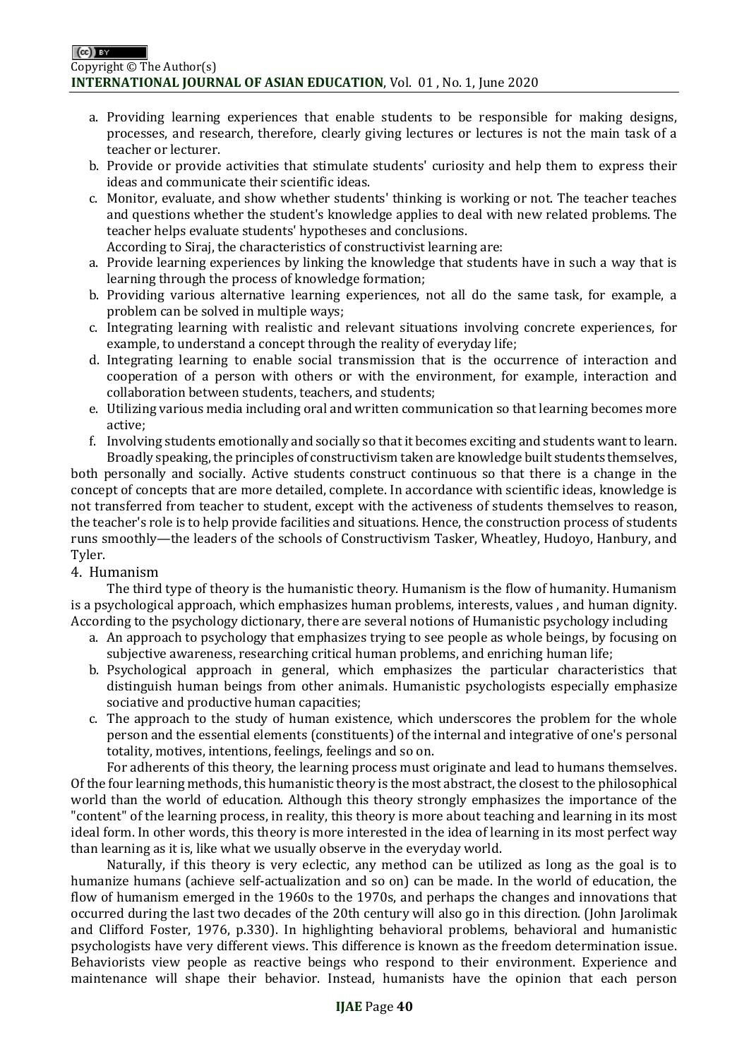a. Providing learning experiences that enable students to be responsible for making designs, processes, and research, therefore, clearly giving lectures or lectures is not the main task of a teacher or lecturer.
b. Provide or provide activities that stimulate students' curiosity and help them to express their ideas and communicate their scientific ideas.
c. Monitor, evaluate, and show whether students' thinking is working or not. The teacher teaches and questions whether the student's knowledge applies to deal with new related problems. The teacher helps evaluate students' hypotheses and conclusions.

According to Siraj, the characteristics of constructivist learning are:

a. Provide learning experiences by linking the knowledge that students have in such a way that is learning through the process of knowledge formation;
b. Providing various alternative learning experiences, not all do the same task, for example, a problem can be solved in multiple ways;
c. Integrating learning with realistic and relevant situations involving concrete experiences, for example, to understand a concept through the reality of everyday life;
d. Integrating learning to enable social transmission that is the occurrence of interaction and cooperation of a person with others or with the environment, for example, interaction and collaboration between students, teachers, and students;
e. Utilizing various media including oral and written communication so that learning becomes more active;
f. Involving students emotionally and socially so that it becomes exciting and students want to learn.

Broadly speaking, the principles of constructivism taken are knowledge built students themselves, both personally and socially. Active students construct continuous so that there is a change in the concept of concepts that are more detailed, complete. In accordance with scientific ideas, knowledge is not transferred from teacher to student, except with the activeness of students themselves to reason, the teacher's role is to help provide facilities and situations. Hence, the construction process of students runs smoothly—the leaders of the schools of Constructivism Tasker, Wheatley, Hudoyo, Hanbury, and Tyler.

4. Humanism

The third type of theory is the humanistic theory. Humanism is the flow of humanity. Humanism is a psychological approach, which emphasizes human problems, interests, values , and human dignity. According to the psychology dictionary, there are several notions of Humanistic psychology including

a. An approach to psychology that emphasizes trying to see people as whole beings, by focusing on subjective awareness, researching critical human problems, and enriching human life;
b. Psychological approach in general, which emphasizes the particular characteristics that distinguish human beings from other animals. Humanistic psychologists especially emphasize sociative and productive human capacities;
c. The approach to the study of human existence, which underscores the problem for the whole person and the essential elements (constituents) of the internal and integrative of one's personal totality, motives, intentions, feelings, feelings and so on.

For adherents of this theory, the learning process must originate and lead to humans themselves. Of the four learning methods, this humanistic theory is the most abstract, the closest to the philosophical world than the world of education. Although this theory strongly emphasizes the importance of the "content" of the learning process, in reality, this theory is more about teaching and learning in its most ideal form. In other words, this theory is more interested in the idea of learning in its most perfect way than learning as it is, like what we usually observe in the everyday world.

Naturally, if this theory is very eclectic, any method can be utilized as long as the goal is to humanize humans (achieve self-actualization and so on) can be made. In the world of education, the flow of humanism emerged in the 1960s to the 1970s, and perhaps the changes and innovations that occurred during the last two decades of the 20th century will also go in this direction. (John Jarolimak and Clifford Foster, 1976, p.330). In highlighting behavioral problems, behavioral and humanistic psychologists have very different views. This difference is known as the freedom determination issue. Behaviorists view people as reactive beings who respond to their environment. Experience and maintenance will shape their behavior. Instead, humanists have the opinion that each person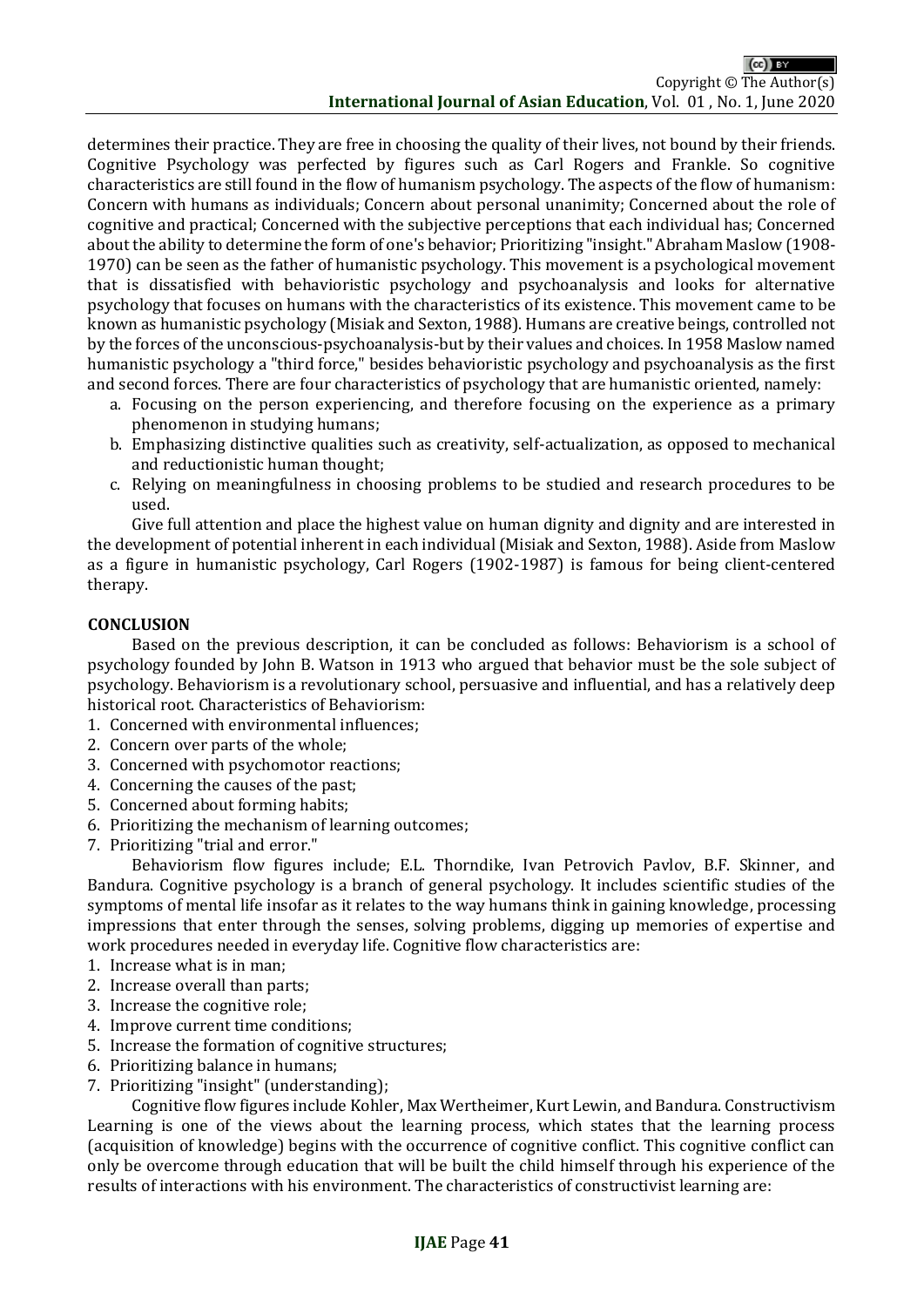determines their practice. They are free in choosing the quality of their lives, not bound by their friends. Cognitive Psychology was perfected by figures such as Carl Rogers and Frankle. So cognitive characteristics are still found in the flow of humanism psychology. The aspects of the flow of humanism: Concern with humans as individuals; Concern about personal unanimity; Concerned about the role of cognitive and practical; Concerned with the subjective perceptions that each individual has; Concerned about the ability to determine the form of one's behavior; Prioritizing "insight." Abraham Maslow (1908-1970) can be seen as the father of humanistic psychology. This movement is a psychological movement that is dissatisfied with behavioristic psychology and psychoanalysis and looks for alternative psychology that focuses on humans with the characteristics of its existence. This movement came to be known as humanistic psychology (Misiak and Sexton, 1988). Humans are creative beings, controlled not by the forces of the unconscious-psychoanalysis-but by their values and choices. In 1958 Maslow named humanistic psychology a "third force," besides behavioristic psychology and psychoanalysis as the first and second forces. There are four characteristics of psychology that are humanistic oriented, namely:

a. Focusing on the person experiencing, and therefore focusing on the experience as a primary phenomenon in studying humans;
b. Emphasizing distinctive qualities such as creativity, self-actualization, as opposed to mechanical and reductionistic human thought;
c. Relying on meaningfulness in choosing problems to be studied and research procedures to be used.

Give full attention and place the highest value on human dignity and dignity and are interested in the development of potential inherent in each individual (Misiak and Sexton, 1988). Aside from Maslow as a figure in humanistic psychology, Carl Rogers (1902-1987) is famous for being client-centered therapy.

## CONCLUSION

Based on the previous description, it can be concluded as follows: Behaviorism is a school of psychology founded by John B. Watson in 1913 who argued that behavior must be the sole subject of psychology. Behaviorism is a revolutionary school, persuasive and influential, and has a relatively deep historical root. Characteristics of Behaviorism:

1. Concerned with environmental influences;
2. Concern over parts of the whole;
3. Concerned with psychomotor reactions;
4. Concerning the causes of the past;
5. Concerned about forming habits;
6. Prioritizing the mechanism of learning outcomes;
7. Prioritizing "trial and error."

Behaviorism flow figures include; E.L. Thorndike, Ivan Petrovich Pavlov, B.F. Skinner, and Bandura. Cognitive psychology is a branch of general psychology. It includes scientific studies of the symptoms of mental life insofar as it relates to the way humans think in gaining knowledge, processing impressions that enter through the senses, solving problems, digging up memories of expertise and work procedures needed in everyday life. Cognitive flow characteristics are:

1. Increase what is in man;
2. Increase overall than parts;
3. Increase the cognitive role;
4. Improve current time conditions;
5. Increase the formation of cognitive structures;
6. Prioritizing balance in humans;
7. Prioritizing "insight" (understanding);

Cognitive flow figures include Kohler, Max Wertheimer, Kurt Lewin, and Bandura. Constructivism Learning is one of the views about the learning process, which states that the learning process (acquisition of knowledge) begins with the occurrence of cognitive conflict. This cognitive conflict can only be overcome through education that will be built the child himself through his experience of the results of interactions with his environment. The characteristics of constructivist learning are: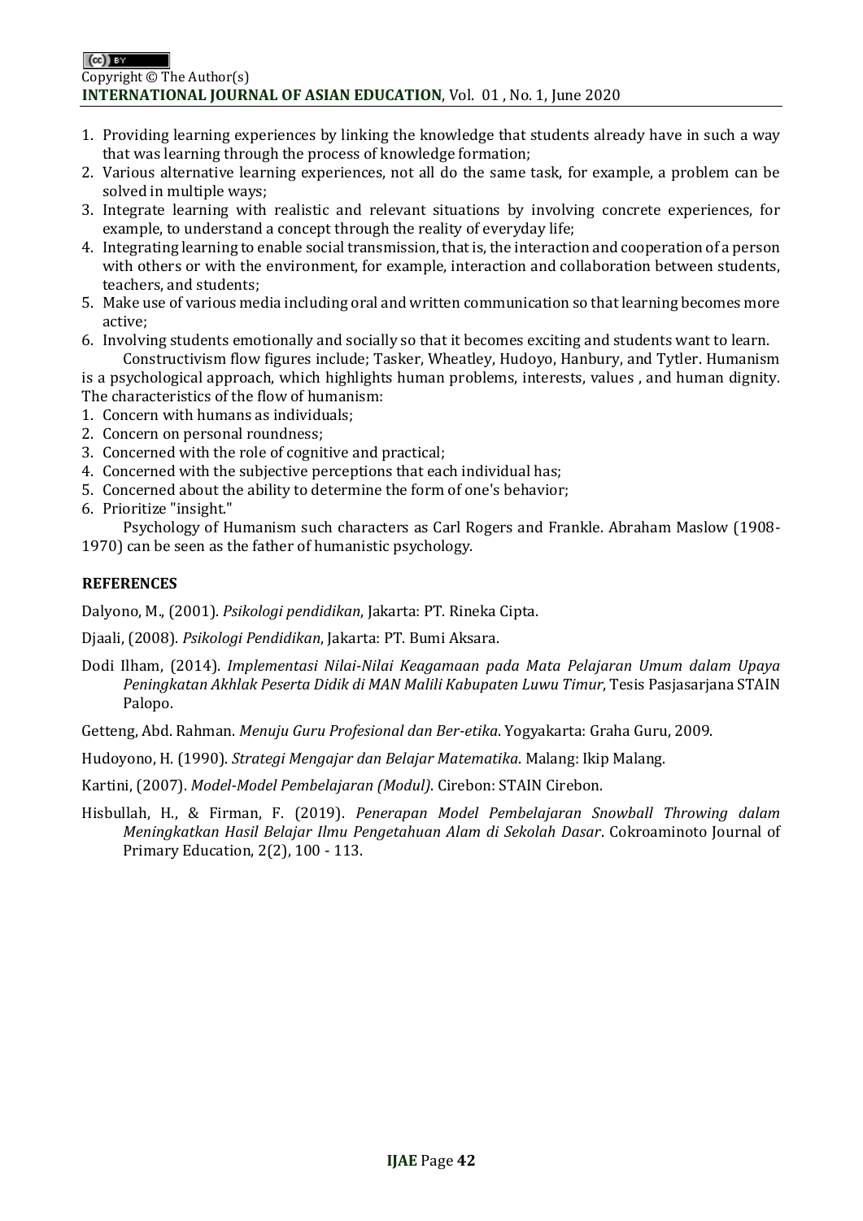1. Providing learning experiences by linking the knowledge that students already have in such a way that was learning through the process of knowledge formation;
2. Various alternative learning experiences, not all do the same task, for example, a problem can be solved in multiple ways;
3. Integrate learning with realistic and relevant situations by involving concrete experiences, for example, to understand a concept through the reality of everyday life;
4. Integrating learning to enable social transmission, that is, the interaction and cooperation of a person with others or with the environment, for example, interaction and collaboration between students, teachers, and students;
5. Make use of various media including oral and written communication so that learning becomes more active;
6. Involving students emotionally and socially so that it becomes exciting and students want to learn.

Constructivism flow figures include; Tasker, Wheatley, Hudoyo, Hanbury, and Tytler. Humanism is a psychological approach, which highlights human problems, interests, values , and human dignity. The characteristics of the flow of humanism:

1. Concern with humans as individuals;
2. Concern on personal roundness;
3. Concerned with the role of cognitive and practical;
4. Concerned with the subjective perceptions that each individual has;
5. Concerned about the ability to determine the form of one's behavior;
6. Prioritize "insight."

Psychology of Humanism such characters as Carl Rogers and Frankle. Abraham Maslow (1908-1970) can be seen as the father of humanistic psychology.

## REFERENCES

Dalyono, M., (2001). *Psikologi pendidikan*, Jakarta: PT. Rineka Cipta.

Djaali, (2008). *Psikologi Pendidikan*, Jakarta: PT. Bumi Aksara.

Dodi Ilham, (2014). *Implementasi Nilai-Nilai Keagamaan pada Mata Pelajaran Umum dalam Upaya Peningkatan Akhlak Peserta Didik di MAN Malili Kabupaten Luwu Timur*, Tesis Pasjasarjana STAIN Palopo.

Getteng, Abd. Rahman. *Menuju Guru Profesional dan Ber-etika*. Yogyakarta: Graha Guru, 2009.

Hudoyono, H. (1990). *Strategi Mengajar dan Belajar Matematika*. Malang: Ikip Malang.

Kartini, (2007). *Model-Model Pembelajaran (Modul)*. Cirebon: STAIN Cirebon.

Hisbullah, H., & Firman, F. (2019). *Penerapan Model Pembelajaran Snowball Throwing dalam Meningkatkan Hasil Belajar Ilmu Pengetahuan Alam di Sekolah Dasar*. Cokroaminoto Journal of Primary Education, 2(2), 100 - 113.